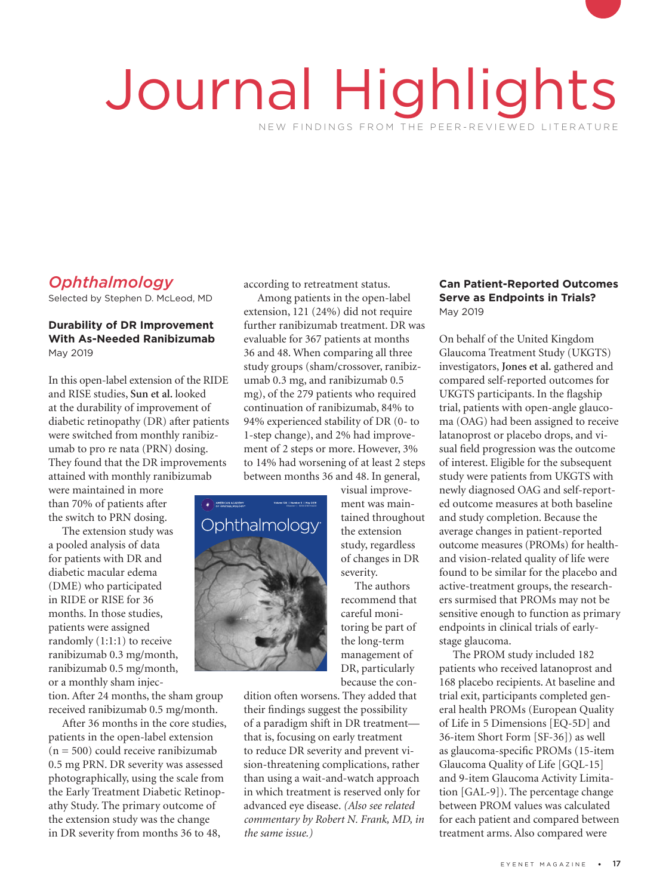# Journal Highlights

NEW FINDINGS FROM THE PEER-REVIEWED LITERATURE

## *Ophthalmology*

Selected by Stephen D. McLeod, MD

### Durability of DR Improvement With As-Needed Ranibizumab

May 2019

In this open-label extension of the RIDE and RISE studies, **Sun et al.** looked at the durability of improvement of diabetic retinopathy (DR) after patients were switched from monthly ranibizumab to pro re nata (PRN) dosing. They found that the DR improvements attained with monthly ranibizumab were maintained in more than 70% of patients after the switch to PRN dosing.

The extension study was a pooled analysis of data for patients with DR and diabetic macular edema (DME) who participated in RIDE or RISE for 36 months. In those studies, patients were assigned randomly (1:1:1) to receive ranibizumab 0.3 mg/month, ranibizumab 0.5 mg/month, or a monthly sham injection. After 24 months, the sham group received ranibizumab 0.5 mg/month.

After 36 months in the core studies, patients in the open-label extension (n = 500) could receive ranibizumab 0.5 mg PRN. DR severity was assessed photographically, using the scale from the Early Treatment Diabetic Retinopathy Study. The primary outcome of the extension study was the change in DR severity from months 36 to 48, according to retreatment status.

Among patients in the open-label extension, 121 (24%) did not require further ranibizumab treatment. DR was evaluable for 367 patients at months 36 and 48. When comparing all three study groups (sham/crossover, ranibizumab 0.3 mg, and ranibizumab 0.5 mg), of the 279 patients who required continuation of ranibizumab, 84% to 94% experienced stability of DR (0- to 1-step change), and 2% had improvement of 2 steps or more. However, 3% to 14% had worsening of at least 2 steps between months 36 and 48. In general, visual improvement was maintained throughout the extension study, regardless of changes in DR severity.

The authors recommend that careful monitoring be part of the long-term management of DR, particularly because the condition often worsens. They added that their findings suggest the possibility of a paradigm shift in DR treatment—that is, focusing on early treatment to reduce DR severity and prevent vision-threatening complications, rather than using a wait-and-watch approach in which treatment is reserved only for advanced eye disease. *(Also see related commentary by Robert N. Frank, MD, in the same issue.)*

### Can Patient-Reported Outcomes Serve as Endpoints in Trials?

May 2019

On behalf of the United Kingdom Glaucoma Treatment Study (UKGTS) investigators, **Jones et al.** gathered and compared self-reported outcomes for UKGTS participants. In the flagship trial, patients with open-angle glaucoma (OAG) had been assigned to receive latanoprost or placebo drops, and visual field progression was the outcome of interest. Eligible for the subsequent study were patients from UKGTS with newly diagnosed OAG and self-reported outcome measures at both baseline and study completion. Because the average changes in patient-reported outcome measures (PROMs) for health- and vision-related quality of life were found to be similar for the placebo and active-treatment groups, the researchers surmised that PROMs may not be sensitive enough to function as primary endpoints in clinical trials of early-stage glaucoma.

The PROM study included 182 patients who received latanoprost and 168 placebo recipients. At baseline and trial exit, participants completed general health PROMs (European Quality of Life in 5 Dimensions [EQ-5D] and 36-item Short Form [SF-36]) as well as glaucoma-specific PROMs (15-item Glaucoma Quality of Life [GQL-15] and 9-item Glaucoma Activity Limitation [GAL-9]). The percentage change between PROM values was calculated for each patient and compared between treatment arms. Also compared were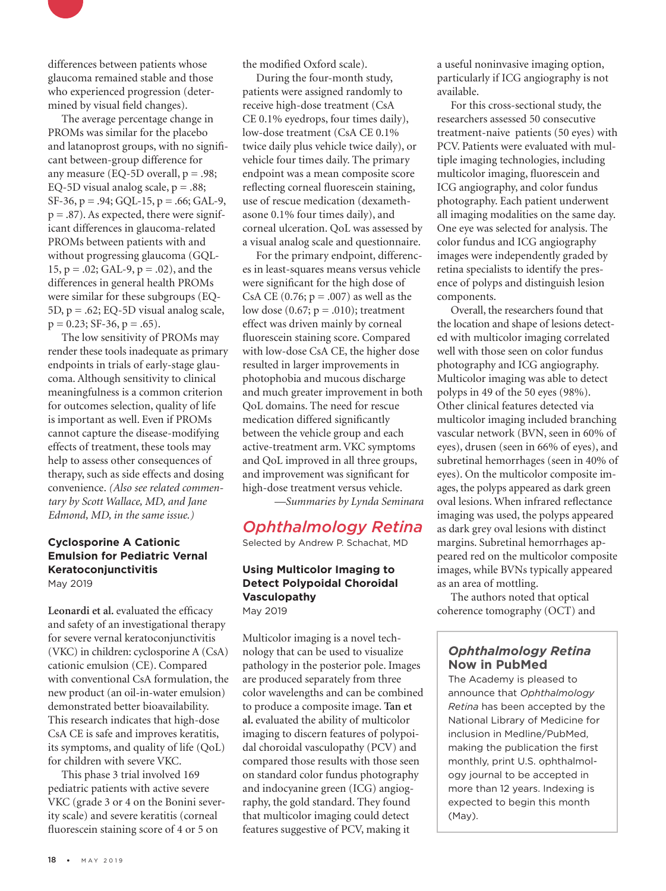differences between patients whose glaucoma remained stable and those who experienced progression (determined by visual field changes).

The average percentage change in PROMs was similar for the placebo and latanoprost groups, with no significant between-group difference for any measure (EQ-5D overall, p = .98; EQ-5D visual analog scale, p = .88; SF-36, p = .94; GQL-15, p = .66; GAL-9, p = .87). As expected, there were significant differences in glaucoma-related PROMs between patients with and without progressing glaucoma (GQL-15, p = .02; GAL-9, p = .02), and the differences in general health PROMs were similar for these subgroups (EQ-5D, p = .62; EQ-5D visual analog scale, p = 0.23; SF-36, p = .65).

The low sensitivity of PROMs may render these tools inadequate as primary endpoints in trials of early-stage glaucoma. Although sensitivity to clinical meaningfulness is a common criterion for outcomes selection, quality of life is important as well. Even if PROMs cannot capture the disease-modifying effects of treatment, these tools may help to assess other consequences of therapy, such as side effects and dosing convenience. *(Also see related commentary by Scott Wallace, MD, and Jane Edmond, MD, in the same issue.)*

### Cyclosporine A Cationic Emulsion for Pediatric Vernal Keratoconjunctivitis

May 2019

**Leonardi et al.** evaluated the efficacy and safety of an investigational therapy for severe vernal keratoconjunctivitis (VKC) in children: cyclosporine A (CsA) cationic emulsion (CE). Compared with conventional CsA formulation, the new product (an oil-in-water emulsion) demonstrated better bioavailability. This research indicates that high-dose CsA CE is safe and improves keratitis, its symptoms, and quality of life (QoL) for children with severe VKC.

This phase 3 trial involved 169 pediatric patients with active severe VKC (grade 3 or 4 on the Bonini severity scale) and severe keratitis (corneal fluorescein staining score of 4 or 5 on the modified Oxford scale).

During the four-month study, patients were assigned randomly to receive high-dose treatment (CsA CE 0.1% eyedrops, four times daily), low-dose treatment (CsA CE 0.1% twice daily plus vehicle twice daily), or vehicle four times daily. The primary endpoint was a mean composite score reflecting corneal fluorescein staining, use of rescue medication (dexamethasone 0.1% four times daily), and corneal ulceration. QoL was assessed by a visual analog scale and questionnaire.

For the primary endpoint, differences in least-squares means versus vehicle were significant for the high dose of CsA CE (0.76; p = .007) as well as the low dose (0.67; p = .010); treatment effect was driven mainly by corneal fluorescein staining score. Compared with low-dose CsA CE, the higher dose resulted in larger improvements in photophobia and mucous discharge and much greater improvement in both QoL domains. The need for rescue medication differed significantly between the vehicle group and each active-treatment arm. VKC symptoms and QoL improved in all three groups, and improvement was significant for high-dose treatment versus vehicle.

*—Summaries by Lynda Seminara*

## Ophthalmology Retina

Selected by Andrew P. Schachat, MD

### Using Multicolor Imaging to Detect Polypoidal Choroidal Vasculopathy

May 2019

Multicolor imaging is a novel technology that can be used to visualize pathology in the posterior pole. Images are produced separately from three color wavelengths and can be combined to produce a composite image. **Tan et al.** evaluated the ability of multicolor imaging to discern features of polypoidal choroidal vasculopathy (PCV) and compared those results with those seen on standard color fundus photography and indocyanine green (ICG) angiography, the gold standard. They found that multicolor imaging could detect features suggestive of PCV, making it a useful noninvasive imaging option, particularly if ICG angiography is not available.

For this cross-sectional study, the researchers assessed 50 consecutive treatment-naive patients (50 eyes) with PCV. Patients were evaluated with multiple imaging technologies, including multicolor imaging, fluorescein and ICG angiography, and color fundus photography. Each patient underwent all imaging modalities on the same day. One eye was selected for analysis. The color fundus and ICG angiography images were independently graded by retina specialists to identify the presence of polyps and distinguish lesion components.

Overall, the researchers found that the location and shape of lesions detected with multicolor imaging correlated well with those seen on color fundus photography and ICG angiography. Multicolor imaging was able to detect polyps in 49 of the 50 eyes (98%). Other clinical features detected via multicolor imaging included branching vascular network (BVN, seen in 60% of eyes), drusen (seen in 66% of eyes), and subretinal hemorrhages (seen in 40% of eyes). On the multicolor composite images, the polyps appeared as dark green oval lesions. When infrared reflectance imaging was used, the polyps appeared as dark grey oval lesions with distinct margins. Subretinal hemorrhages appeared red on the multicolor composite images, while BVNs typically appeared as an area of mottling.

The authors noted that optical coherence tomography (OCT) and

### Ophthalmology Retina Now in PubMed

The Academy is pleased to announce that *Ophthalmology Retina* has been accepted by the National Library of Medicine for inclusion in Medline/PubMed, making the publication the first monthly, print U.S. ophthalmology journal to be accepted in more than 12 years. Indexing is expected to begin this month (May).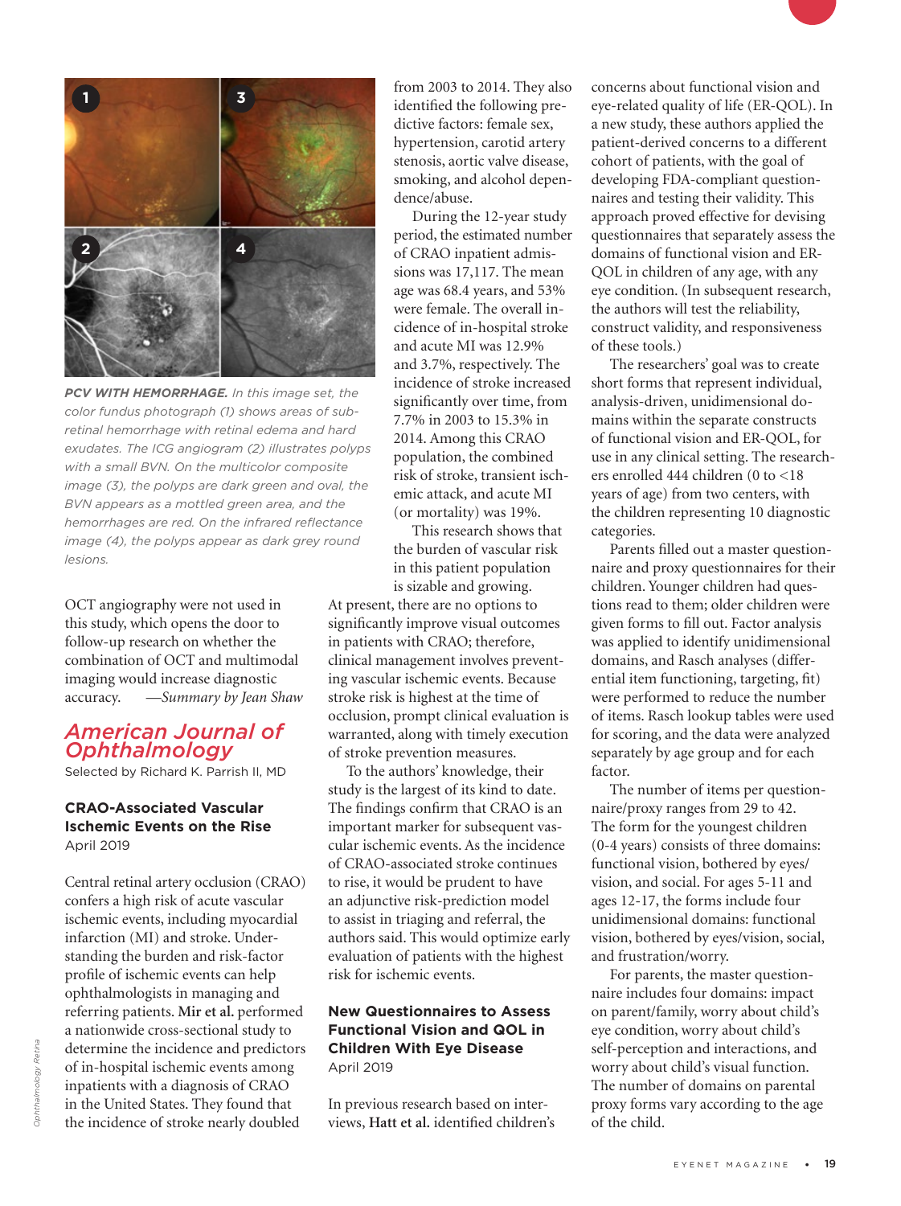**PCV WITH HEMORRHAGE.** *In this image set, the color fundus photograph (1) shows areas of subretinal hemorrhage with retinal edema and hard exudates. The ICG angiogram (2) illustrates polyps with a small BVN. On the multicolor composite image (3), the polyps are dark green and oval, the BVN appears as a mottled green area, and the hemorrhages are red. On the infrared reflectance image (4), the polyps appear as dark grey round lesions.*

OCT angiography were not used in this study, which opens the door to follow-up research on whether the combination of OCT and multimodal imaging would increase diagnostic accuracy. —*Summary by Jean Shaw*

## American Journal of Ophthalmology

Selected by Richard K. Parrish II, MD

### CRAO-Associated Vascular Ischemic Events on the Rise

April 2019

Central retinal artery occlusion (CRAO) confers a high risk of acute vascular ischemic events, including myocardial infarction (MI) and stroke. Understanding the burden and risk-factor profile of ischemic events can help ophthalmologists in managing and referring patients. **Mir et al.** performed a nationwide cross-sectional study to determine the incidence and predictors of in-hospital ischemic events among inpatients with a diagnosis of CRAO in the United States. They found that the incidence of stroke nearly doubled from 2003 to 2014. They also identified the following predictive factors: female sex, hypertension, carotid artery stenosis, aortic valve disease, smoking, and alcohol dependence/abuse.

During the 12-year study period, the estimated number of CRAO inpatient admissions was 17,117. The mean age was 68.4 years, and 53% were female. The overall incidence of in-hospital stroke and acute MI was 12.9% and 3.7%, respectively. The incidence of stroke increased significantly over time, from 7.7% in 2003 to 15.3% in 2014. Among this CRAO population, the combined risk of stroke, transient ischemic attack, and acute MI (or mortality) was 19%.

This research shows that the burden of vascular risk in this patient population is sizable and growing. At present, there are no options to significantly improve visual outcomes in patients with CRAO; therefore, clinical management involves preventing vascular ischemic events. Because stroke risk is highest at the time of occlusion, prompt clinical evaluation is warranted, along with timely execution of stroke prevention measures.

To the authors' knowledge, their study is the largest of its kind to date. The findings confirm that CRAO is an important marker for subsequent vascular ischemic events. As the incidence of CRAO-associated stroke continues to rise, it would be prudent to have an adjunctive risk-prediction model to assist in triaging and referral, the authors said. This would optimize early evaluation of patients with the highest risk for ischemic events.

### New Questionnaires to Assess Functional Vision and QOL in Children With Eye Disease

April 2019

In previous research based on interviews, **Hatt et al.** identified children's concerns about functional vision and eye-related quality of life (ER-QOL). In a new study, these authors applied the patient-derived concerns to a different cohort of patients, with the goal of developing FDA-compliant questionnaires and testing their validity. This approach proved effective for devising questionnaires that separately assess the domains of functional vision and ER-QOL in children of any age, with any eye condition. (In subsequent research, the authors will test the reliability, construct validity, and responsiveness of these tools.)

The researchers' goal was to create short forms that represent individual, analysis-driven, unidimensional domains within the separate constructs of functional vision and ER-QOL, for use in any clinical setting. The researchers enrolled 444 children (0 to <18 years of age) from two centers, with the children representing 10 diagnostic categories.

Parents filled out a master questionnaire and proxy questionnaires for their children. Younger children had questions read to them; older children were given forms to fill out. Factor analysis was applied to identify unidimensional domains, and Rasch analyses (differential item functioning, targeting, fit) were performed to reduce the number of items. Rasch lookup tables were used for scoring, and the data were analyzed separately by age group and for each factor.

The number of items per questionnaire/proxy ranges from 29 to 42. The form for the youngest children (0-4 years) consists of three domains: functional vision, bothered by eyes/vision, and social. For ages 5-11 and ages 12-17, the forms include four unidimensional domains: functional vision, bothered by eyes/vision, social, and frustration/worry.

For parents, the master questionnaire includes four domains: impact on parent/family, worry about child's eye condition, worry about child's self-perception and interactions, and worry about child's visual function. The number of domains on parental proxy forms vary according to the age of the child.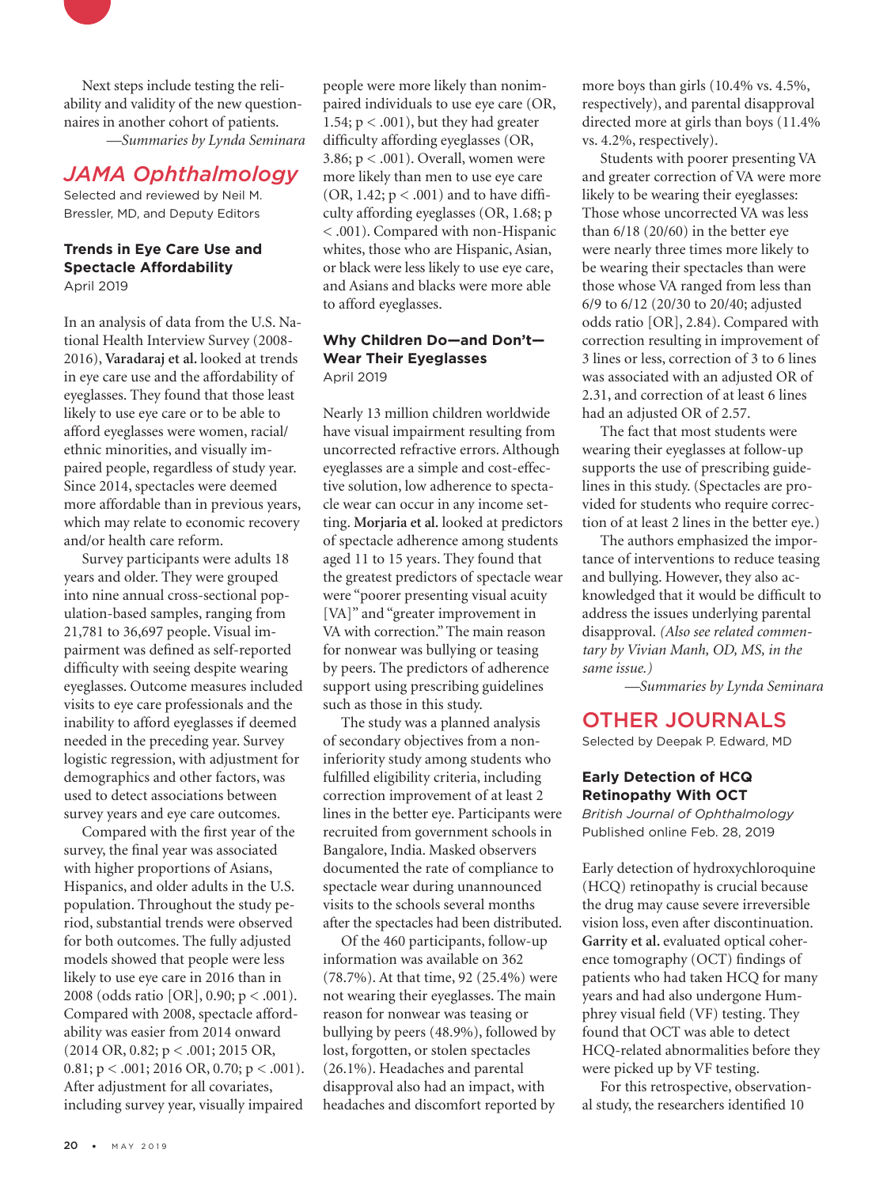Next steps include testing the reliability and validity of the new questionnaires in another cohort of patients.

*—Summaries by Lynda Seminara*

## *JAMA Ophthalmology*

Selected and reviewed by Neil M. Bressler, MD, and Deputy Editors

### Trends in Eye Care Use and Spectacle Affordability

April 2019

In an analysis of data from the U.S. National Health Interview Survey (2008-2016), **Varadaraj et al.** looked at trends in eye care use and the affordability of eyeglasses. They found that those least likely to use eye care or to be able to afford eyeglasses were women, racial/ethnic minorities, and visually impaired people, regardless of study year. Since 2014, spectacles were deemed more affordable than in previous years, which may relate to economic recovery and/or health care reform.

Survey participants were adults 18 years and older. They were grouped into nine annual cross-sectional population-based samples, ranging from 21,781 to 36,697 people. Visual impairment was defined as self-reported difficulty with seeing despite wearing eyeglasses. Outcome measures included visits to eye care professionals and the inability to afford eyeglasses if deemed needed in the preceding year. Survey logistic regression, with adjustment for demographics and other factors, was used to detect associations between survey years and eye care outcomes.

Compared with the first year of the survey, the final year was associated with higher proportions of Asians, Hispanics, and older adults in the U.S. population. Throughout the study period, substantial trends were observed for both outcomes. The fully adjusted models showed that people were less likely to use eye care in 2016 than in 2008 (odds ratio [OR], 0.90; $p < .001$). Compared with 2008, spectacle affordability was easier from 2014 onward (2014 OR, 0.82; $p < .001$; 2015 OR, 0.81; $p < .001$; 2016 OR, 0.70; $p < .001$). After adjustment for all covariates, including survey year, visually impaired people were more likely than nonimpaired individuals to use eye care (OR, 1.54; $p < .001$), but they had greater difficulty affording eyeglasses (OR, 3.86; $p < .001$). Overall, women were more likely than men to use eye care (OR, 1.42; $p < .001$) and to have difficulty affording eyeglasses (OR, 1.68; $p < .001$). Compared with non-Hispanic whites, those who are Hispanic, Asian, or black were less likely to use eye care, and Asians and blacks were more able to afford eyeglasses.

### Why Children Do—and Don't—Wear Their Eyeglasses

April 2019

Nearly 13 million children worldwide have visual impairment resulting from uncorrected refractive errors. Although eyeglasses are a simple and cost-effective solution, low adherence to spectacle wear can occur in any income setting. **Morjaria et al.** looked at predictors of spectacle adherence among students aged 11 to 15 years. They found that the greatest predictors of spectacle wear were "poorer presenting visual acuity [VA]" and "greater improvement in VA with correction." The main reason for nonwear was bullying or teasing by peers. The predictors of adherence support using prescribing guidelines such as those in this study.

The study was a planned analysis of secondary objectives from a noninferiority study among students who fulfilled eligibility criteria, including correction improvement of at least 2 lines in the better eye. Participants were recruited from government schools in Bangalore, India. Masked observers documented the rate of compliance to spectacle wear during unannounced visits to the schools several months after the spectacles had been distributed.

Of the 460 participants, follow-up information was available on 362 (78.7%). At that time, 92 (25.4%) were not wearing their eyeglasses. The main reason for nonwear was teasing or bullying by peers (48.9%), followed by lost, forgotten, or stolen spectacles (26.1%). Headaches and parental disapproval also had an impact, with headaches and discomfort reported by more boys than girls (10.4% vs. 4.5%, respectively), and parental disapproval directed more at girls than boys (11.4% vs. 4.2%, respectively).

Students with poorer presenting VA and greater correction of VA were more likely to be wearing their eyeglasses: Those whose uncorrected VA was less than 6/18 (20/60) in the better eye were nearly three times more likely to be wearing their spectacles than were those whose VA ranged from less than 6/9 to 6/12 (20/30 to 20/40; adjusted odds ratio [OR], 2.84). Compared with correction resulting in improvement of 3 lines or less, correction of 3 to 6 lines was associated with an adjusted OR of 2.31, and correction of at least 6 lines had an adjusted OR of 2.57.

The fact that most students were wearing their eyeglasses at follow-up supports the use of prescribing guidelines in this study. (Spectacles are provided for students who require correction of at least 2 lines in the better eye.)

The authors emphasized the importance of interventions to reduce teasing and bullying. However, they also acknowledged that it would be difficult to address the issues underlying parental disapproval. *(Also see related commentary by Vivian Manh, OD, MS, in the same issue.)*

*—Summaries by Lynda Seminara*

## OTHER JOURNALS

Selected by Deepak P. Edward, MD

### Early Detection of HCQ Retinopathy With OCT

*British Journal of Ophthalmology*
Published online Feb. 28, 2019

Early detection of hydroxychloroquine (HCQ) retinopathy is crucial because the drug may cause severe irreversible vision loss, even after discontinuation. **Garrity et al.** evaluated optical coherence tomography (OCT) findings of patients who had taken HCQ for many years and had also undergone Humphrey visual field (VF) testing. They found that OCT was able to detect HCQ-related abnormalities before they were picked up by VF testing.

For this retrospective, observational study, the researchers identified 10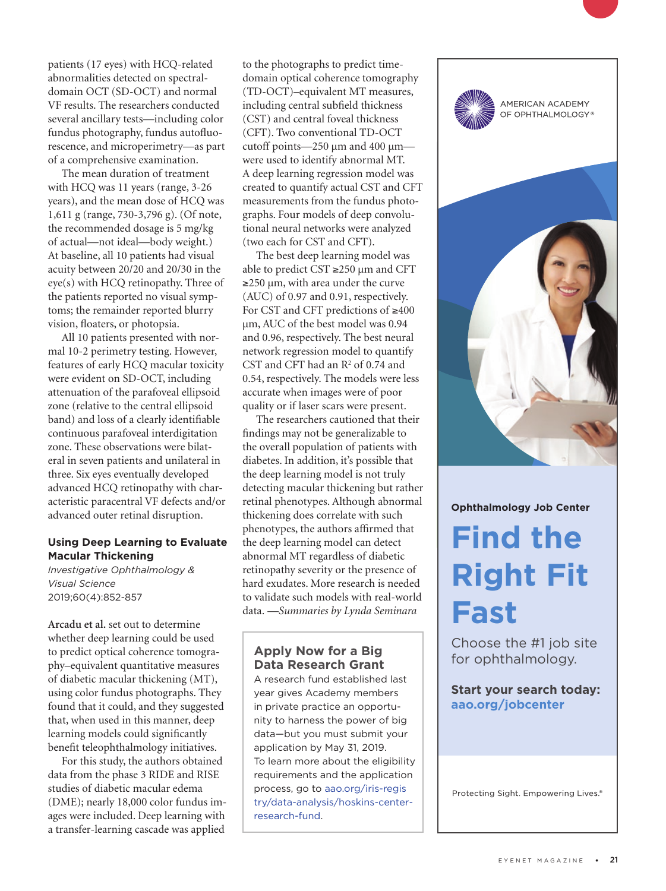patients (17 eyes) with HCQ-related abnormalities detected on spectral-domain OCT (SD-OCT) and normal VF results. The researchers conducted several ancillary tests—including color fundus photography, fundus autofluorescence, and microperimetry—as part of a comprehensive examination.

The mean duration of treatment with HCQ was 11 years (range, 3-26 years), and the mean dose of HCQ was 1,611 g (range, 730-3,796 g). (Of note, the recommended dosage is 5 mg/kg of actual—not ideal—body weight.) At baseline, all 10 patients had visual acuity between 20/20 and 20/30 in the eye(s) with HCQ retinopathy. Three of the patients reported no visual symptoms; the remainder reported blurry vision, floaters, or photopsia.

All 10 patients presented with normal 10-2 perimetry testing. However, features of early HCQ macular toxicity were evident on SD-OCT, including attenuation of the parafoveal ellipsoid zone (relative to the central ellipsoid band) and loss of a clearly identifiable continuous parafoveal interdigitation zone. These observations were bilateral in seven patients and unilateral in three. Six eyes eventually developed advanced HCQ retinopathy with characteristic paracentral VF defects and/or advanced outer retinal disruption.

### Using Deep Learning to Evaluate Macular Thickening

*Investigative Ophthalmology & Visual Science*
2019;60(4):852-857

**Arcadu et al.** set out to determine whether deep learning could be used to predict optical coherence tomography–equivalent quantitative measures of diabetic macular thickening (MT), using color fundus photographs. They found that it could, and they suggested that, when used in this manner, deep learning models could significantly benefit teleophthalmology initiatives.

For this study, the authors obtained data from the phase 3 RIDE and RISE studies of diabetic macular edema (DME); nearly 18,000 color fundus images were included. Deep learning with a transfer-learning cascade was applied to the photographs to predict time-domain optical coherence tomography (TD-OCT)–equivalent MT measures, including central subfield thickness (CST) and central foveal thickness (CFT). Two conventional TD-OCT cutoff points—250 µm and 400 µm—were used to identify abnormal MT. A deep learning regression model was created to quantify actual CST and CFT measurements from the fundus photographs. Four models of deep convolutional neural networks were analyzed (two each for CST and CFT).

The best deep learning model was able to predict CST ≥250 µm and CFT ≥250 µm, with area under the curve (AUC) of 0.97 and 0.91, respectively. For CST and CFT predictions of ≥400 µm, AUC of the best model was 0.94 and 0.96, respectively. The best neural network regression model to quantify CST and CFT had an $R^2$ of 0.74 and 0.54, respectively. The models were less accurate when images were of poor quality or if laser scars were present.

The researchers cautioned that their findings may not be generalizable to the overall population of patients with diabetes. In addition, it's possible that the deep learning model is not truly detecting macular thickening but rather retinal phenotypes. Although abnormal thickening does correlate with such phenotypes, the authors affirmed that the deep learning model can detect abnormal MT regardless of diabetic retinopathy severity or the presence of hard exudates. More research is needed to validate such models with real-world data. *—Summaries by Lynda Seminara*

### Apply Now for a Big Data Research Grant

A research fund established last year gives Academy members in private practice an opportunity to harness the power of big data—but you must submit your application by May 31, 2019. To learn more about the eligibility requirements and the application process, go to aao.org/iris-registry/data-analysis/hoskins-center-research-fund.

AMERICAN ACADEMY OF OPHTHALMOLOGY®

**Ophthalmology Job Center**

## Find the Right Fit Fast

Choose the #1 job site for ophthalmology.

**Start your search today:** **aao.org/jobcenter**

Protecting Sight. Empowering Lives.®